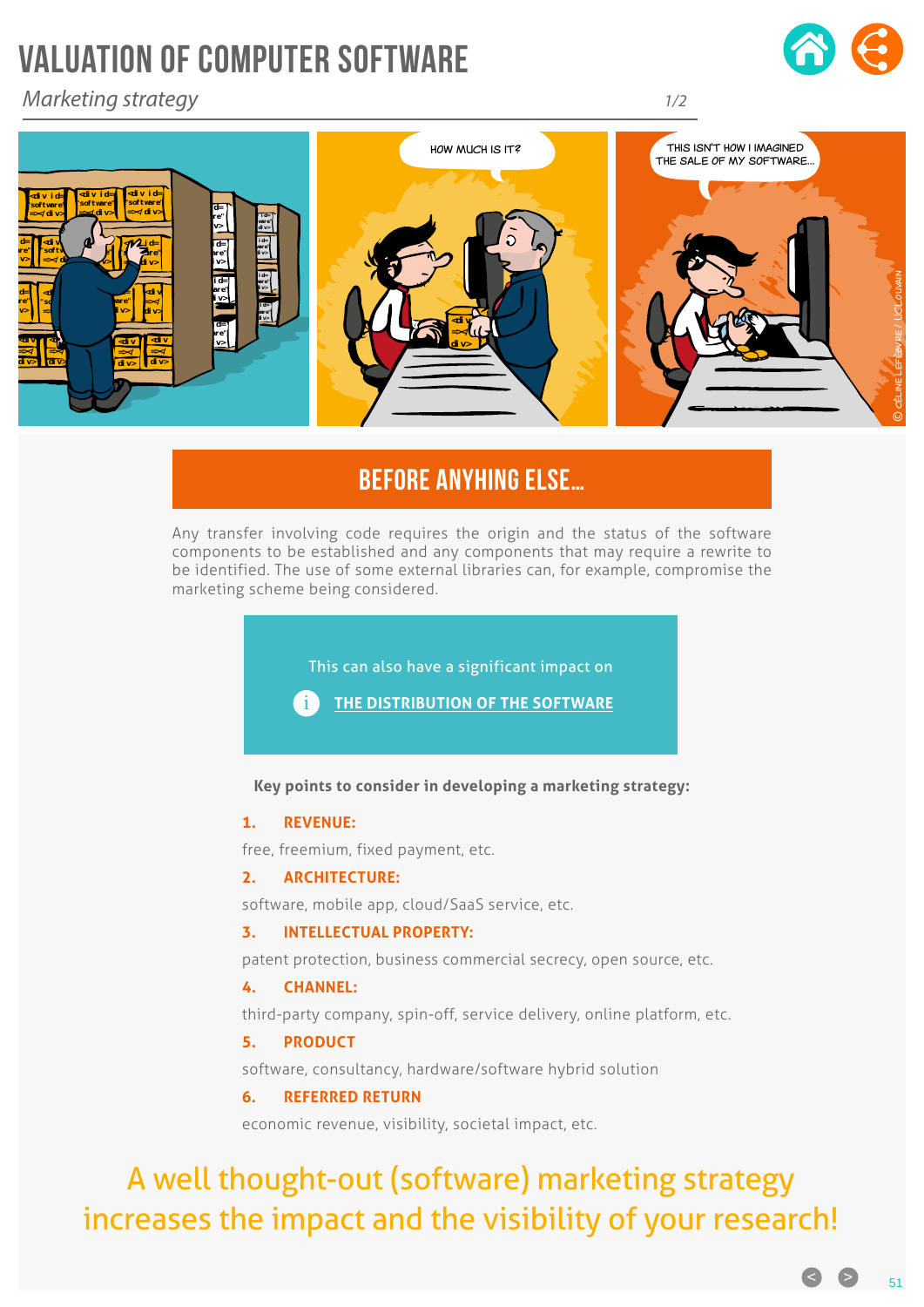# VALUATION OF COMPUTER SOFTWARE

*Marketing strategy*

## BEFORE ANYHING ELSE...

Any transfer involving code requires the origin and the status of the software components to be established and any components that may require a rewrite to be identified. The use of some external libraries can, for example, compromise the marketing scheme being considered.

This can also have a significant impact on

THE DISTRIBUTION OF THE SOFTWARE

**Key points to consider in developing a marketing strategy:**

1. **REVENUE:**
free, freemium, fixed payment, etc.
2. **ARCHITECTURE:**
software, mobile app, cloud/SaaS service, etc.
3. **INTELLECTUAL PROPERTY:**
patent protection, business commercial secrecy, open source, etc.
4. **CHANNEL:**
third-party company, spin-off, service delivery, online platform, etc.
5. **PRODUCT**
software, consultancy, hardware/software hybrid solution
6. **REFERRED RETURN**
economic revenue, visibility, societal impact, etc.

A well thought-out (software) marketing strategy increases the impact and the visibility of your research!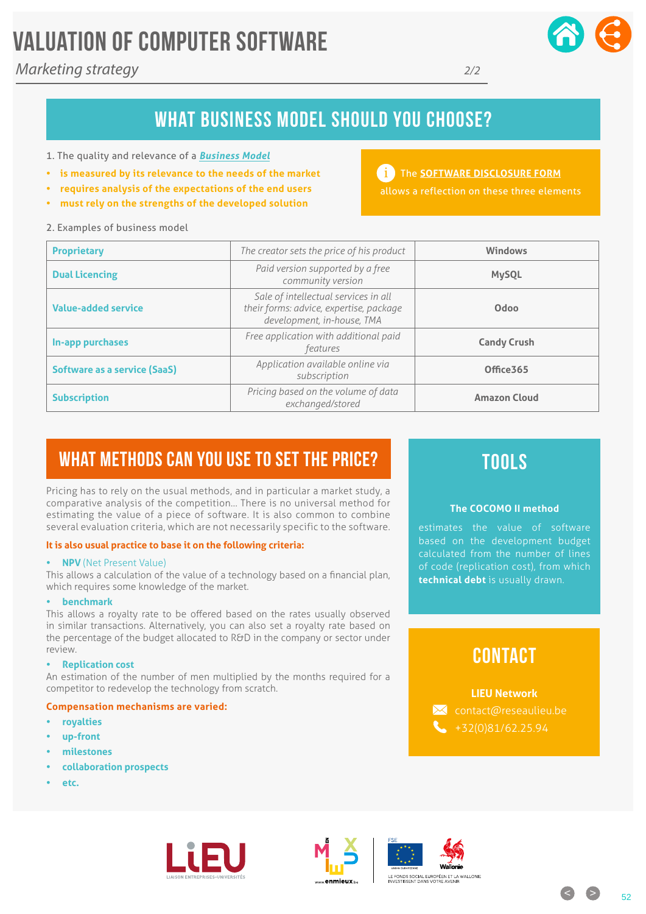# VALUATION OF COMPUTER SOFTWARE

*Marketing strategy*

## WHAT BUSINESS MODEL SHOULD YOU CHOOSE?

1. The quality and relevance of a ***Business Model***

- **is measured by its relevance to the needs of the market**
- **requires analysis of the expectations of the end users**
- **must rely on the strengths of the developed solution**

The **SOFTWARE DISCLOSURE FORM** allows a reflection on these three elements

2. Examples of business model

| | | |
|---|---|---|
| **Proprietary** | *The creator sets the price of his product* | **Windows** |
| **Dual Licencing** | *Paid version supported by a free community version* | **MySQL** |
| **Value-added service** | *Sale of intellectual services in all their forms: advice, expertise, package development, in-house, TMA* | **Odoo** |
| **In-app purchases** | *Free application with additional paid features* | **Candy Crush** |
| **Software as a service (SaaS)** | *Application available online via subscription* | **Office365** |
| **Subscription** | *Pricing based on the volume of data exchanged/stored* | **Amazon Cloud** |

## WHAT METHODS CAN YOU USE TO SET THE PRICE?

Pricing has to rely on the usual methods, and in particular a market study, a comparative analysis of the competition... There is no universal method for estimating the value of a piece of software. It is also common to combine several evaluation criteria, which are not necessarily specific to the software.

**It is also usual practice to base it on the following criteria:**

- **NPV** (Net Present Value)

This allows a calculation of the value of a technology based on a financial plan, which requires some knowledge of the market.

- **benchmark**

This allows a royalty rate to be offered based on the rates usually observed in similar transactions. Alternatively, you can also set a royalty rate based on the percentage of the budget allocated to R&D in the company or sector under review.

- **Replication cost**

An estimation of the number of men multiplied by the months required for a competitor to redevelop the technology from scratch.

**Compensation mechanisms are varied:**

- **royalties**
- **up-front**
- **milestones**
- **collaboration prospects**
- **etc.**

## TOOLS

**The COCOMO II method**

estimates the value of software based on the development budget calculated from the number of lines of code (replication cost), from which **technical debt** is usually drawn.

## CONTACT

**LIEU Network**

contact@reseaulieu.be

+32(0)81/62.25.94

LIEU LIAISON ENTREPRISES-UNIVERSITÉS

www.enmieux.be

FSE UNION EUROPÉENNE — Wallonie

LE FONDS SOCIAL EUROPÉEN ET LA WALLONIE INVESTISSENT DANS VOTRE AVENIR